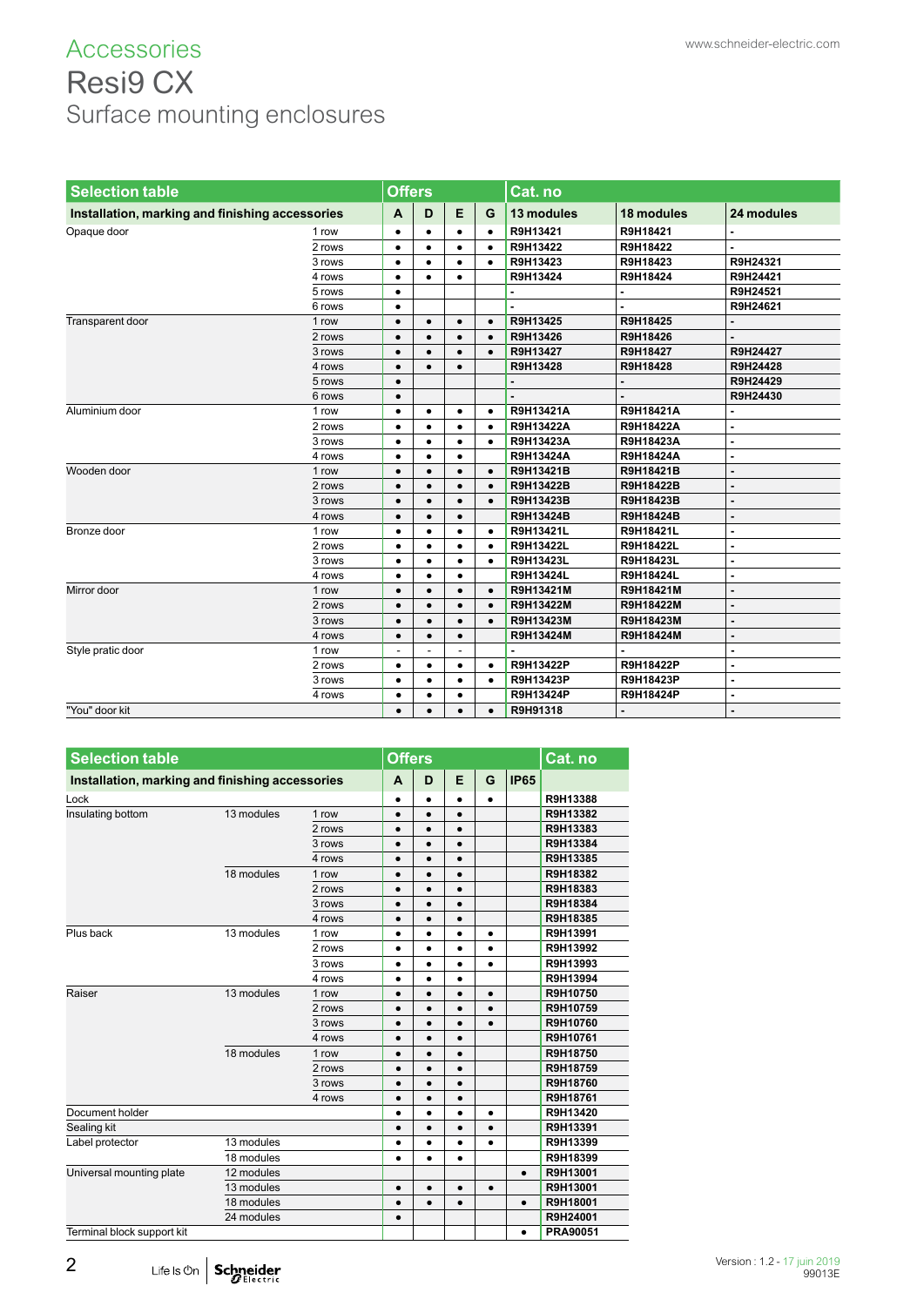# Accessories

## Resi9 CX

### Surface mounting enclosures

| Selection table | | Offers | | | | Cat. no | | |
|---|---|---|---|---|---|---|---|---|
| **Installation, marking and finishing accessories** | | **A** | **D** | **E** | **G** | **13 modules** | **18 modules** | **24 modules** |
| Opaque door | 1 row | • | • | • | • | R9H13421 | R9H18421 | - |
| | 2 rows | • | • | • | • | R9H13422 | R9H18422 | - |
| | 3 rows | • | • | • | • | R9H13423 | R9H18423 | R9H24321 |
| | 4 rows | • | • | • | | R9H13424 | R9H18424 | R9H24421 |
| | 5 rows | • | | | | - | - | R9H24521 |
| | 6 rows | • | | | | - | - | R9H24621 |
| Transparent door | 1 row | • | • | • | • | R9H13425 | R9H18425 | - |
| | 2 rows | • | • | • | • | R9H13426 | R9H18426 | - |
| | 3 rows | • | • | • | • | R9H13427 | R9H18427 | R9H24427 |
| | 4 rows | • | • | • | | R9H13428 | R9H18428 | R9H24428 |
| | 5 rows | • | | | | - | - | R9H24429 |
| | 6 rows | • | | | | - | - | R9H24430 |
| Aluminium door | 1 row | • | • | • | • | R9H13421A | R9H18421A | - |
| | 2 rows | • | • | • | • | R9H13422A | R9H18422A | - |
| | 3 rows | • | • | • | • | R9H13423A | R9H18423A | - |
| | 4 rows | • | • | • | | R9H13424A | R9H18424A | - |
| Wooden door | 1 row | • | • | • | • | R9H13421B | R9H18421B | - |
| | 2 rows | • | • | • | • | R9H13422B | R9H18422B | - |
| | 3 rows | • | • | • | • | R9H13423B | R9H18423B | - |
| | 4 rows | • | • | • | | R9H13424B | R9H18424B | - |
| Bronze door | 1 row | • | • | • | • | R9H13421L | R9H18421L | - |
| | 2 rows | • | • | • | • | R9H13422L | R9H18422L | - |
| | 3 rows | • | • | • | • | R9H13423L | R9H18423L | - |
| | 4 rows | • | • | • | | R9H13424L | R9H18424L | - |
| Mirror door | 1 row | • | • | • | • | R9H13421M | R9H18421M | - |
| | 2 rows | • | • | • | • | R9H13422M | R9H18422M | - |
| | 3 rows | • | • | • | • | R9H13423M | R9H18423M | - |
| | 4 rows | • | • | • | | R9H13424M | R9H18424M | - |
| Style pratic door | 1 row | - | - | - | | - | - | - |
| | 2 rows | • | • | • | • | R9H13422P | R9H18422P | - |
| | 3 rows | • | • | • | • | R9H13423P | R9H18423P | - |
| | 4 rows | • | • | • | | R9H13424P | R9H18424P | - |
| "You" door kit | | • | • | • | • | R9H91318 | - | - |

| Selection table | | | Offers | | | | | Cat. no |
|---|---|---|---|---|---|---|---|---|
| **Installation, marking and finishing accessories** | | | **A** | **D** | **E** | **G** | **IP65** | |
| Lock | | | • | • | • | • | | R9H13388 |
| Insulating bottom | 13 modules | 1 row | • | • | • | | | R9H13382 |
| | | 2 rows | • | • | • | | | R9H13383 |
| | | 3 rows | • | • | • | | | R9H13384 |
| | | 4 rows | • | • | • | | | R9H13385 |
| | 18 modules | 1 row | • | • | • | | | R9H18382 |
| | | 2 rows | • | • | • | | | R9H18383 |
| | | 3 rows | • | • | • | | | R9H18384 |
| | | 4 rows | • | • | • | | | R9H18385 |
| Plus back | 13 modules | 1 row | • | • | • | • | | R9H13991 |
| | | 2 rows | • | • | • | • | | R9H13992 |
| | | 3 rows | • | • | • | • | | R9H13993 |
| | | 4 rows | • | • | • | | | R9H13994 |
| Raiser | 13 modules | 1 row | • | • | • | • | | R9H10750 |
| | | 2 rows | • | • | • | • | | R9H10759 |
| | | 3 rows | • | • | • | • | | R9H10760 |
| | | 4 rows | • | • | • | | | R9H10761 |
| | 18 modules | 1 row | • | • | • | | | R9H18750 |
| | | 2 rows | • | • | • | | | R9H18759 |
| | | 3 rows | • | • | • | | | R9H18760 |
| | | 4 rows | • | • | • | | | R9H18761 |
| Document holder | | | • | • | • | • | | R9H13420 |
| Sealing kit | | | • | • | • | • | | R9H13391 |
| Label protector | 13 modules | | • | • | • | • | | R9H13399 |
| | 18 modules | | • | • | • | | | R9H18399 |
| Universal mounting plate | 12 modules | | | | | | • | R9H13001 |
| | 13 modules | | • | • | • | • | | R9H13001 |
| | 18 modules | | • | • | • | | • | R9H18001 |
| | 24 modules | | • | | | | | R9H24001 |
| Terminal block support kit | | | | | | | • | PRA90051 |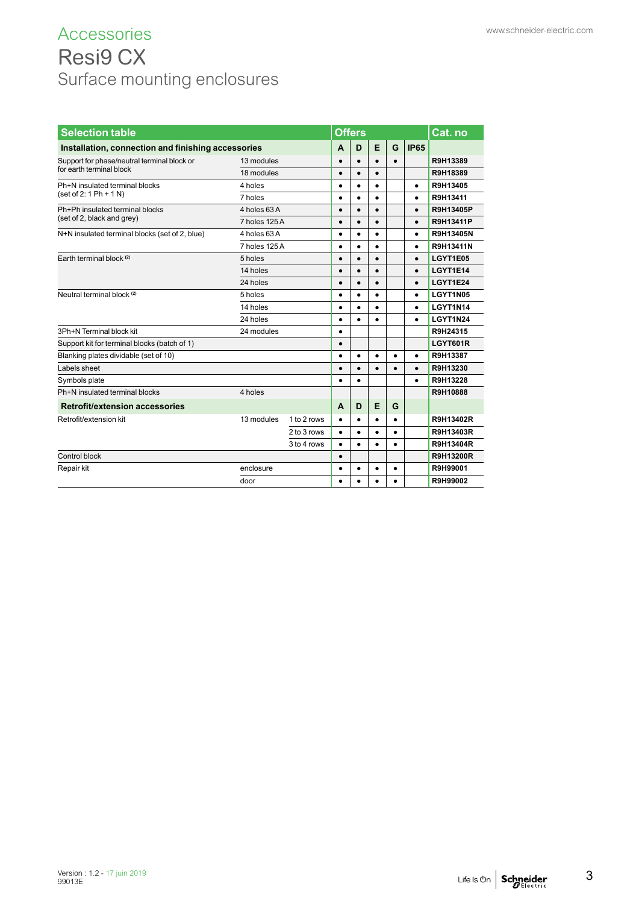# Accessories

## Resi9 CX

### Surface mounting enclosures

| Selection table | | | Offers | | | | | Cat. no |
|---|---|---|---|---|---|---|---|---|
| **Installation, connection and finishing accessories** | | | **A** | **D** | **E** | **G** | **IP65** | |
| Support for phase/neutral terminal block or for earth terminal block | 13 modules | | • | • | • | • | | **R9H13389** |
| | 18 modules | | • | • | • | | | **R9H18389** |
| Ph+N insulated terminal blocks (set of 2: 1 Ph + 1 N) | 4 holes | | • | • | • | | • | **R9H13405** |
| | 7 holes | | • | • | • | | • | **R9H13411** |
| Ph+Ph insulated terminal blocks (set of 2, black and grey) | 4 holes 63 A | | • | • | • | | • | **R9H13405P** |
| | 7 holes 125 A | | • | • | • | | • | **R9H13411P** |
| N+N insulated terminal blocks (set of 2, blue) | 4 holes 63 A | | • | • | • | | • | **R9H13405N** |
| | 7 holes 125 A | | • | • | • | | • | **R9H13411N** |
| Earth terminal block (2) | 5 holes | | • | • | • | | • | **LGYT1E05** |
| | 14 holes | | • | • | • | | • | **LGYT1E14** |
| | 24 holes | | • | • | • | | • | **LGYT1E24** |
| Neutral terminal block (2) | 5 holes | | • | • | • | | • | **LGYT1N05** |
| | 14 holes | | • | • | • | | • | **LGYT1N14** |
| | 24 holes | | • | • | • | | • | **LGYT1N24** |
| 3Ph+N Terminal block kit | 24 modules | | • | | | | | **R9H24315** |
| Support kit for terminal blocks (batch of 1) | | | • | | | | | **LGYT601R** |
| Blanking plates dividable (set of 10) | | | • | • | • | • | • | **R9H13387** |
| Labels sheet | | | • | • | • | • | • | **R9H13230** |
| Symbols plate | | | • | • | | | • | **R9H13228** |
| Ph+N insulated terminal blocks | 4 holes | | | | | | | **R9H10888** |
| **Retrofit/extension accessories** | | | **A** | **D** | **E** | **G** | | |
| Retrofit/extension kit | 13 modules | 1 to 2 rows | • | • | • | • | | **R9H13402R** |
| | | 2 to 3 rows | • | • | • | • | | **R9H13403R** |
| | | 3 to 4 rows | • | • | • | • | | **R9H13404R** |
| Control block | | | • | | | | | **R9H13200R** |
| Repair kit | enclosure | | • | • | • | • | | **R9H99001** |
| | door | | • | • | • | • | | **R9H99002** |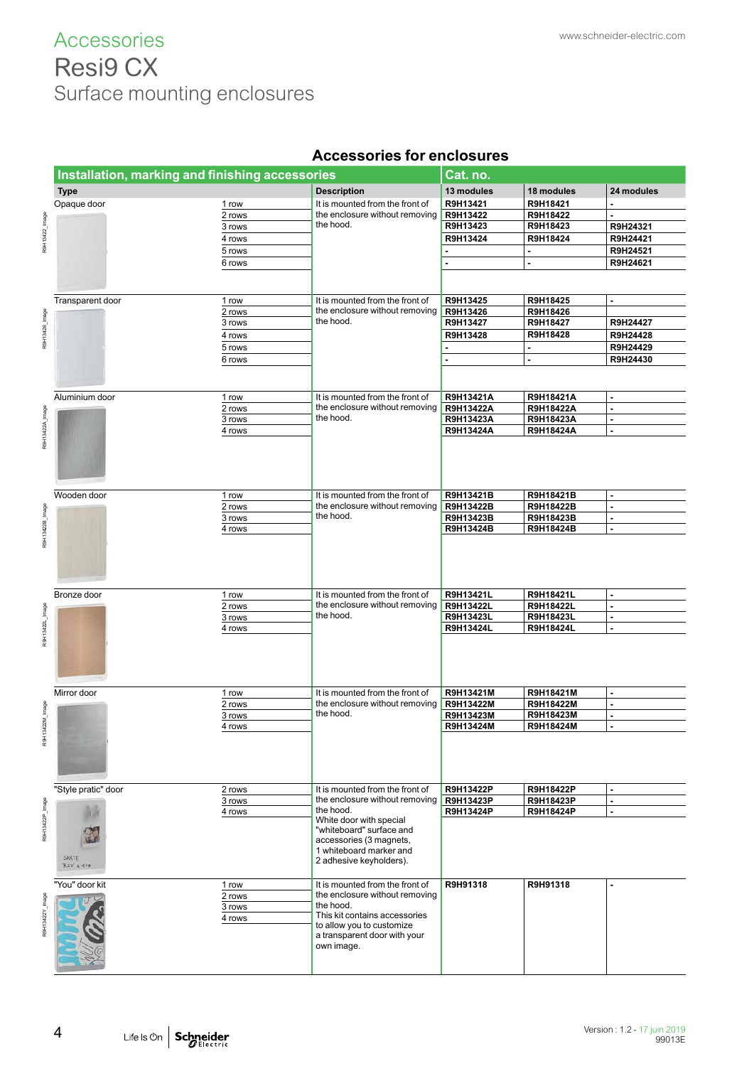# Accessories

# Resi9 CX

## Surface mounting enclosures

### Accessories for enclosures

| Installation, marking and finishing accessories | | | Cat. no. | | |
|---|---|---|---|---|---|
| **Type** | | **Description** | **13 modules** | **18 modules** | **24 modules** |
| Opaque door | 1 row | It is mounted from the front of the enclosure without removing the hood. | **R9H13421** | **R9H18421** | **-** |
| | 2 rows | | **R9H13422** | **R9H18422** | **-** |
| | 3 rows | | **R9H13423** | **R9H18423** | **R9H24321** |
| | 4 rows | | **R9H13424** | **R9H18424** | **R9H24421** |
| | 5 rows | | **-** | **-** | **R9H24521** |
| | 6 rows | | **-** | **-** | **R9H24621** |
| Transparent door | 1 row | It is mounted from the front of the enclosure without removing the hood. | **R9H13425** | **R9H18425** | **-** |
| | 2 rows | | **R9H13426** | **R9H18426** | |
| | 3 rows | | **R9H13427** | **R9H18427** | **R9H24427** |
| | 4 rows | | **R9H13428** | **R9H18428** | **R9H24428** |
| | 5 rows | | **-** | **-** | **R9H24429** |
| | 6 rows | | **-** | **-** | **R9H24430** |
| Aluminium door | 1 row | It is mounted from the front of the enclosure without removing the hood. | **R9H13421A** | **R9H18421A** | **-** |
| | 2 rows | | **R9H13422A** | **R9H18422A** | **-** |
| | 3 rows | | **R9H13423A** | **R9H18423A** | **-** |
| | 4 rows | | **R9H13424A** | **R9H18424A** | **-** |
| Wooden door | 1 row | It is mounted from the front of the enclosure without removing the hood. | **R9H13421B** | **R9H18421B** | **-** |
| | 2 rows | | **R9H13422B** | **R9H18422B** | **-** |
| | 3 rows | | **R9H13423B** | **R9H18423B** | **-** |
| | 4 rows | | **R9H13424B** | **R9H18424B** | **-** |
| Bronze door | 1 row | It is mounted from the front of the enclosure without removing the hood. | **R9H13421L** | **R9H18421L** | **-** |
| | 2 rows | | **R9H13422L** | **R9H18422L** | **-** |
| | 3 rows | | **R9H13423L** | **R9H18423L** | **-** |
| | 4 rows | | **R9H13424L** | **R9H18424L** | **-** |
| Mirror door | 1 row | It is mounted from the front of the enclosure without removing the hood. | **R9H13421M** | **R9H18421M** | **-** |
| | 2 rows | | **R9H13422M** | **R9H18422M** | **-** |
| | 3 rows | | **R9H13423M** | **R9H18423M** | **-** |
| | 4 rows | | **R9H13424M** | **R9H18424M** | **-** |
| "Style pratic" door | 2 rows | It is mounted from the front of the enclosure without removing the hood. White door with special "whiteboard" surface and accessories (3 magnets, 1 whiteboard marker and 2 adhesive keyholders). | **R9H13422P** | **R9H18422P** | **-** |
| | 3 rows | | **R9H13423P** | **R9H18423P** | **-** |
| | 4 rows | | **R9H13424P** | **R9H18424P** | **-** |
| "You" door kit | 1 row | It is mounted from the front of the enclosure without removing the hood. This kit contains accessories to allow you to customize a transparent door with your own image. | **R9H91318** | **R9H91318** | **-** |
| | 2 rows | | | | |
| | 3 rows | | | | |
| | 4 rows | | | | |

Version : 1.2 - 17 juin 2019
99013E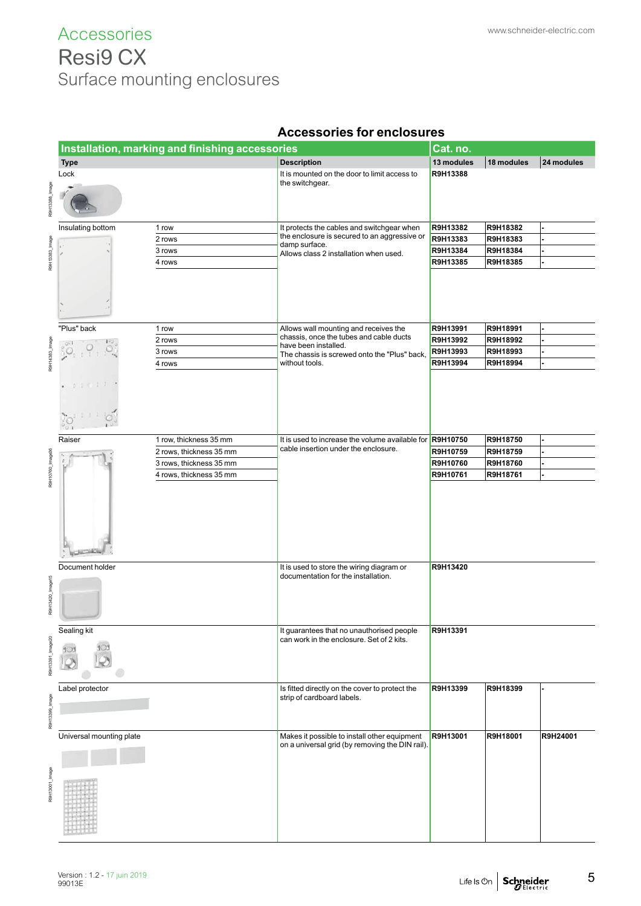# Accessories
## Resi9 CX
### Surface mounting enclosures

## Accessories for enclosures

| Installation, marking and finishing accessories | | | Cat. no. | | |
|---|---|---|---|---|---|
| Type | | Description | 13 modules | 18 modules | 24 modules |
| Lock | | It is mounted on the door to limit access to the switchgear. | R9H13388 | | |
| Insulating bottom | 1 row | It protects the cables and switchgear when the enclosure is secured to an aggressive or damp surface. Allows class 2 installation when used. | R9H13382 | R9H18382 | - |
| | 2 rows | | R9H13383 | R9H18383 | - |
| | 3 rows | | R9H13384 | R9H18384 | - |
| | 4 rows | | R9H13385 | R9H18385 | - |
| "Plus" back | 1 row | Allows wall mounting and receives the chassis, once the tubes and cable ducts have been installed. The chassis is screwed onto the "Plus" back, without tools. | R9H13991 | R9H18991 | - |
| | 2 rows | | R9H13992 | R9H18992 | - |
| | 3 rows | | R9H13993 | R9H18993 | - |
| | 4 rows | | R9H13994 | R9H18994 | - |
| Raiser | 1 row, thickness 35 mm | It is used to increase the volume available for cable insertion under the enclosure. | R9H10750 | R9H18750 | - |
| | 2 rows, thickness 35 mm | | R9H10759 | R9H18759 | - |
| | 3 rows, thickness 35 mm | | R9H10760 | R9H18760 | - |
| | 4 rows, thickness 35 mm | | R9H10761 | R9H18761 | - |
| Document holder | | It is used to store the wiring diagram or documentation for the installation. | R9H13420 | | |
| Sealing kit | | It guarantees that no unauthorised people can work in the enclosure. Set of 2 kits. | R9H13391 | | |
| Label protector | | Is fitted directly on the cover to protect the strip of cardboard labels. | R9H13399 | R9H18399 | - |
| Universal mounting plate | | Makes it possible to install other equipment on a universal grid (by removing the DIN rail). | R9H13001 | R9H18001 | R9H24001 |

Version : 1.2 - 17 juin 2019
99013E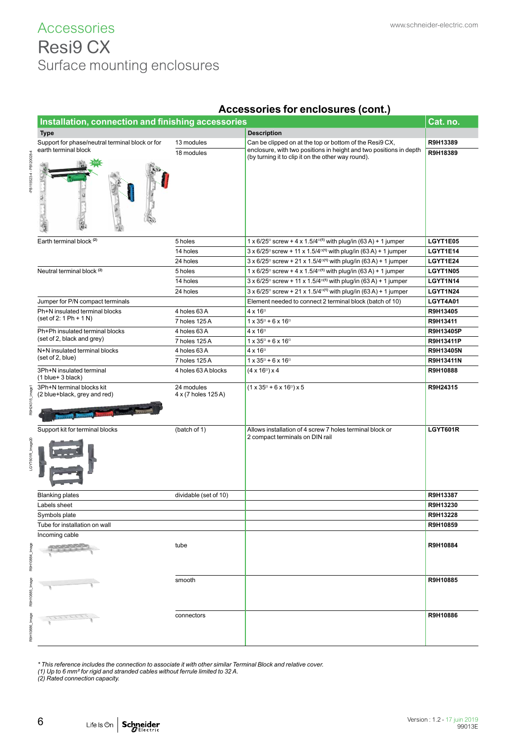# Accessories
# Resi9 CX
## Surface mounting enclosures

### Accessories for enclosures (cont.)

| Installation, connection and finishing accessories | | | Cat. no. |
|---|---|---|---|
| **Type** | | **Description** | |
| Support for phase/neutral terminal block or for earth terminal block | 13 modules | Can be clipped on at the top or bottom of the Resi9 CX, enclosure, with two positions in height and two positions in depth (by turning it to clip it on the other way round). | **R9H13389** |
| | 18 modules | | **R9H18389** |
| Earth terminal block [2] | 5 holes | 1 x 6/25□ screw + 4 x 1.5/4□[1] with plug/in (63 A) + 1 jumper | **LGYT1E05** |
| | 14 holes | 3 x 6/25□ screw + 11 x 1.5/4□[1] with plug/in (63 A) + 1 jumper | **LGYT1E14** |
| | 24 holes | 3 x 6/25□ screw + 21 x 1.5/4□[1] with plug/in (63 A) + 1 jumper | **LGYT1E24** |
| Neutral terminal block [2] | 5 holes | 1 x 6/25□ screw + 4 x 1.5/4□[1] with plug/in (63 A) + 1 jumper | **LGYT1N05** |
| | 14 holes | 3 x 6/25□ screw + 11 x 1.5/4□[1] with plug/in (63 A) + 1 jumper | **LGYT1N14** |
| | 24 holes | 3 x 6/25□ screw + 21 x 1.5/4□[1] with plug/in (63 A) + 1 jumper | **LGYT1N24** |
| Jumper for P/N compact terminals | | Element needed to connect 2 terminal block (batch of 10) | **LGYT4A01** |
| Ph+N insulated terminal blocks (set of 2: 1 Ph + 1 N) | 4 holes 63 A | 4 x 16□ | **R9H13405** |
| | 7 holes 125 A | 1 x 35□ + 6 x 16□ | **R9H13411** |
| Ph+Ph insulated terminal blocks (set of 2, black and grey) | 4 holes 63 A | 4 x 16□ | **R9H13405P** |
| | 7 holes 125 A | 1 x 35□ + 6 x 16□ | **R9H13411P** |
| N+N insulated terminal blocks (set of 2, blue) | 4 holes 63 A | 4 x 16□ | **R9H13405N** |
| | 7 holes 125 A | 1 x 35□ + 6 x 16□ | **R9H13411N** |
| 3Ph+N insulated terminal (1 blue+ 3 black) | 4 holes 63 A blocks | (4 x 16□) x 4 | **R9H10888** |
| 3Ph+N terminal blocks kit (2 blue+black, grey and red) | 24 modules 4 x (7 holes 125 A) | (1 x 35□ + 6 x 16□) x 5 | **R9H24315** |
| Support kit for terminal blocks | (batch of 1) | Allows installation of 4 screw 7 holes terminal block or 2 compact terminals on DIN rail | **LGYT601R** |
| Blanking plates | dividable (set of 10) | | **R9H13387** |
| Labels sheet | | | **R9H13230** |
| Symbols plate | | | **R9H13228** |
| Tube for installation on wall | | | **R9H10859** |
| Incoming cable | tube | | **R9H10884** |
| | smooth | | **R9H10885** |
| | connectors | | **R9H10886** |

*\* This reference includes the connection to associate it with other similar Terminal Block and relative cover.*
*(1) Up to 6 mm² for rigid and stranded cables without ferrule limited to 32 A.*
*(2) Rated connection capacity.*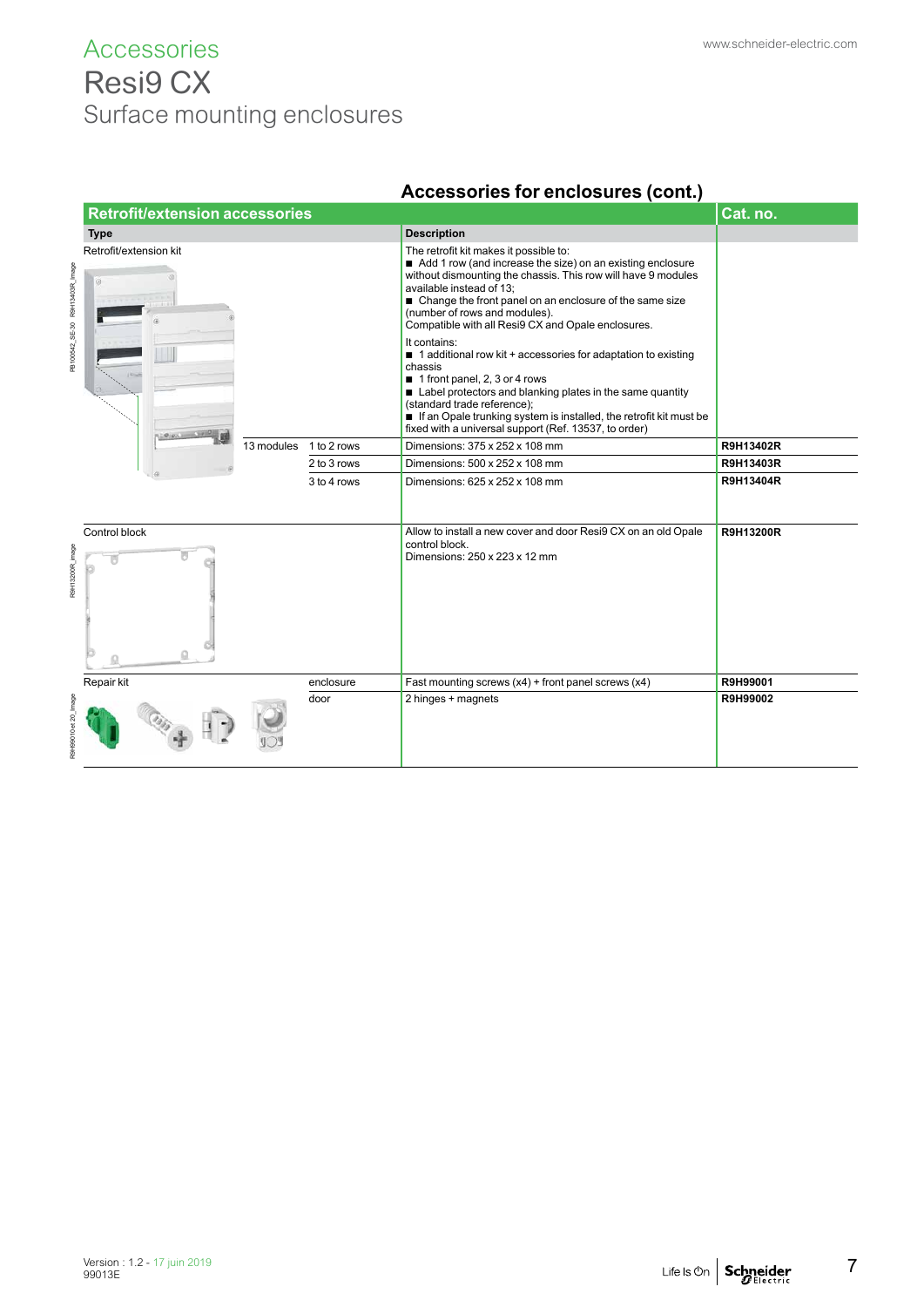# Accessories
## Resi9 CX
### Surface mounting enclosures

## Accessories for enclosures (cont.)

| Retrofit/extension accessories | | | | Cat. no. |
|---|---|---|---|---|
| **Type** | | | **Description** | |
| Retrofit/extension kit | | | The retrofit kit makes it possible to: ■ Add 1 row (and increase the size) on an existing enclosure without dismounting the chassis. This row will have 9 modules available instead of 13; ■ Change the front panel on an enclosure of the same size (number of rows and modules). Compatible with all Resi9 CX and Opale enclosures. It contains: ■ 1 additional row kit + accessories for adaptation to existing chassis ■ 1 front panel, 2, 3 or 4 rows ■ Label protectors and blanking plates in the same quantity (standard trade reference); ■ If an Opale trunking system is installed, the retrofit kit must be fixed with a universal support (Ref. 13537, to order) | |
| | 13 modules | 1 to 2 rows | Dimensions: 375 x 252 x 108 mm | **R9H13402R** |
| | | 2 to 3 rows | Dimensions: 500 x 252 x 108 mm | **R9H13403R** |
| | | 3 to 4 rows | Dimensions: 625 x 252 x 108 mm | **R9H13404R** |
| Control block | | | Allow to install a new cover and door Resi9 CX on an old Opale control block. Dimensions: 250 x 223 x 12 mm | **R9H13200R** |
| Repair kit | | enclosure | Fast mounting screws (x4) + front panel screws (x4) | **R9H99001** |
| | | door | 2 hinges + magnets | **R9H99002** |

Version : 1.2 - 17 juin 2019
99013E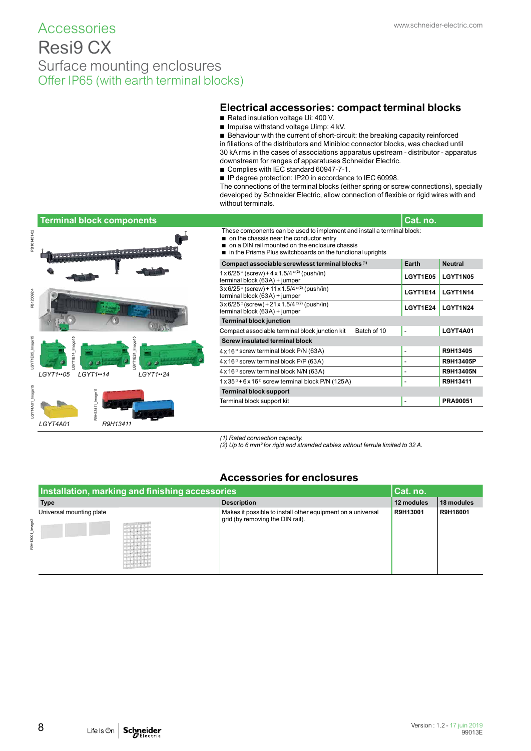# Accessories

# Resi9 CX

## Surface mounting enclosures

## Offer IP65 (with earth terminal blocks)

## Electrical accessories: compact terminal blocks

- Rated insulation voltage Ui: 400 V.
- Impulse withstand voltage Uimp: 4 kV.
- Behaviour with the current of short-circuit: the breaking capacity reinforced in filiations of the distributors and Minibloc connector blocks, was checked until 30 kA rms in the cases of associations apparatus upstream - distributor - apparatus downstream for ranges of apparatuses Schneider Electric.
- Complies with IEC standard 60947-7-1.
- IP degree protection: IP20 in accordance to IEC 60998.

The connections of the terminal blocks (either spring or screw connections), specially developed by Schneider Electric, allow connection of flexible or rigid wires with and without terminals.

### Terminal block components

LGYT1••05 LGYT1••14 LGYT1••24

LGYT4A01 R9H13411

These components can be used to implement and install a terminal block:
- on the chassis near the conductor entry
- on a DIN rail mounted on the enclosure chassis
- in the Prisma Plus switchboards on the functional uprights

| | Cat. no. | |
|---|---|---|
| **Compact associable screwless terminal blocks** (1) | **Earth** | **Neutral** |
| 1 x 6/25 □ (screw) + 4 x 1.5/4 □(2) (push/in) terminal block (63A) + jumper | **LGYT1E05** | **LGYT1N05** |
| 3 x 6/25 □ (screw) + 11 x 1.5/4 □(2) (push/in) terminal block (63A) + jumper | **LGYT1E14** | **LGYT1N14** |
| 3 x 6/25 □ (screw) + 21 x 1.5/4 □(2) (push/in) terminal block (63A) + jumper | **LGYT1E24** | **LGYT1N24** |
| **Terminal block junction** | | |
| Compact associable terminal block junction kit — Batch of 10 | - | **LGYT4A01** |
| **Screw insulated terminal block** | | |
| 4 x 16 □ screw terminal block P/N (63A) | - | **R9H13405** |
| 4 x 16 □ screw terminal block P/P (63A) | - | **R9H13405P** |
| 4 x 16 □ screw terminal block N/N (63A) | - | **R9H13405N** |
| 1 x 35 □ + 6 x 16 □ screw terminal block P/N (125A) | - | **R9H13411** |
| **Terminal block support** | | |
| Terminal block support kit | - | **PRA90051** |

*(1) Rated connection capacity.*
*(2) Up to 6 mm² for rigid and stranded cables without ferrule limited to 32 A.*

## Accessories for enclosures

### Installation, marking and finishing accessories

| Type | Description | Cat. no. 12 modules | 18 modules |
|---|---|---|---|
| Universal mounting plate | Makes it possible to install other equipment on a universal grid (by removing the DIN rail). | **R9H13001** | **R9H18001** |

Version : 1.2 - 17 juin 2019
99013E